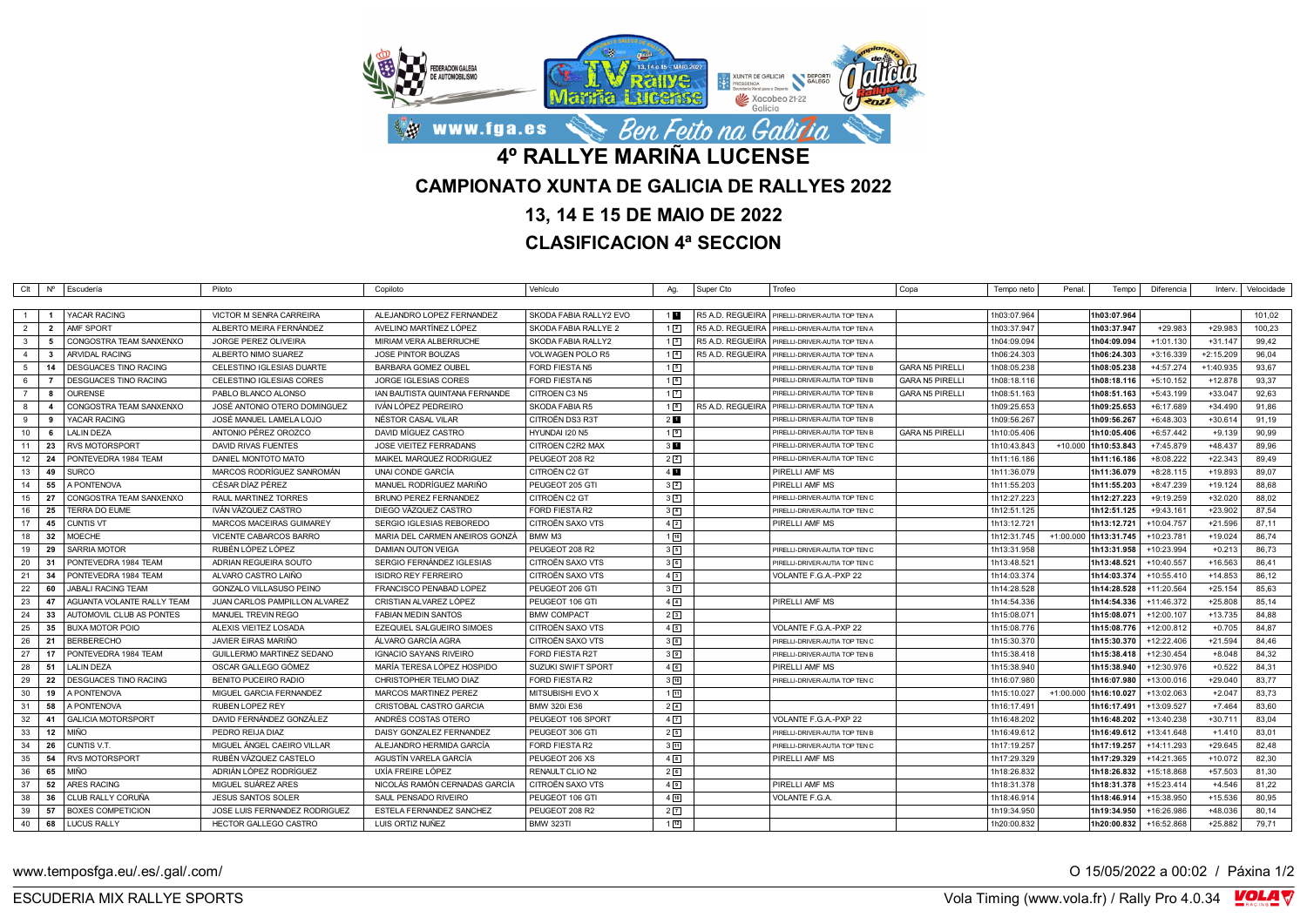# 4º RALLYE MARIÑA LUCENSE

## CAMPIONATO XUNTA DE GALICIA DE RALLYES 2022

## 13, 14 E 15 DE MAIO DE 2022

## CLASIFICACION 4ª SECCION

| Clt | Nº | Escudería | Piloto | Copiloto | Vehículo | Ag. | Super Cto | Trofeo | Copa | Tempo neto | Penal. | Tempo | Diferencia | Interv. | Velocidade |
|---|---|---|---|---|---|---|---|---|---|---|---|---|---|---|---|
| 1 | 1 | YACAR RACING | VICTOR M SENRA CARREIRA | ALEJANDRO LOPEZ FERNANDEZ | SKODA FABIA RALLY2 EVO | 1 1 | R5 A.D. REGUEIRA | PIRELLI-DRIVER-AUTIA TOP TEN A | | 1h03:07.964 | | 1h03:07.964 | | | 101,02 |
| 2 | 2 | AMF SPORT | ALBERTO MEIRA FERNÁNDEZ | AVELINO MARTÍNEZ LÓPEZ | SKODA FABIA RALLYE 2 | 1 2 | R5 A.D. REGUEIRA | PIRELLI-DRIVER-AUTIA TOP TEN A | | 1h03:37.947 | | 1h03:37.947 | +29.983 | +29.983 | 100,23 |
| 3 | 5 | CONGOSTRA TEAM SANXENXO | JORGE PEREZ OLIVEIRA | MIRIAM VERA ALBERRUCHE | SKODA FABIA RALLY2 | 1 3 | R5 A.D. REGUEIRA | PIRELLI-DRIVER-AUTIA TOP TEN A | | 1h04:09.094 | | 1h04:09.094 | +1:01.130 | +31.147 | 99,42 |
| 4 | 3 | ARVIDAL RACING | ALBERTO NIMO SUAREZ | JOSE PINTOR BOUZAS | VOLWAGEN POLO R5 | 1 4 | R5 A.D. REGUEIRA | PIRELLI-DRIVER-AUTIA TOP TEN A | | 1h06:24.303 | | 1h06:24.303 | +3:16.339 | +2:15.209 | 96,04 |
| 5 | 14 | DESGUACES TINO RACING | CELESTINO IGLESIAS DUARTE | BARBARA GOMEZ OUBEL | FORD FIESTA N5 | 1 5 | | PIRELLI-DRIVER-AUTIA TOP TEN B | GARA N5 PIRELLI | 1h08:05.238 | | 1h08:05.238 | +4:57.274 | +1:40.935 | 93,67 |
| 6 | 7 | DESGUACES TINO RACING | CELESTINO IGLESIAS CORES | JORGE IGLESIAS CORES | FORD FIESTA N5 | 1 6 | | PIRELLI-DRIVER-AUTIA TOP TEN B | GARA N5 PIRELLI | 1h08:18.116 | | 1h08:18.116 | +5:10.152 | +12.878 | 93,37 |
| 7 | 8 | OURENSE | PABLO BLANCO ALONSO | IAN BAUTISTA QUINTANA FERNANDE | CITROEN C3 N5 | 1 7 | | PIRELLI-DRIVER-AUTIA TOP TEN B | GARA N5 PIRELLI | 1h08:51.163 | | 1h08:51.163 | +5:43.199 | +33.047 | 92,63 |
| 8 | 4 | CONGOSTRA TEAM SANXENXO | JOSÉ ANTONIO OTERO DOMINGUEZ | IVÁN LÓPEZ PEDREIRO | SKODA FABIA R5 | 1 8 | R5 A.D. REGUEIRA | PIRELLI-DRIVER-AUTIA TOP TEN A | | 1h09:25.653 | | 1h09:25.653 | +6:17.689 | +34.490 | 91,86 |
| 9 | 9 | YACAR RACING | JOSÉ MANUEL LAMELA LOJO | NÉSTOR CASAL VILAR | CITROËN DS3 R3T | 2 1 | | PIRELLI-DRIVER-AUTIA TOP TEN B | | 1h09:56.267 | | 1h09:56.267 | +6:48.303 | +30.614 | 91,19 |
| 10 | 6 | LALIN DEZA | ANTONIO PÉREZ OROZCO | DAVID MÍGUEZ CASTRO | HYUNDAI I20 N5 | 1 9 | | PIRELLI-DRIVER-AUTIA TOP TEN B | GARA N5 PIRELLI | 1h10:05.406 | | 1h10:05.406 | +6:57.442 | +9.139 | 90,99 |
| 11 | 23 | RVS MOTORSPORT | DAVID RIVAS FUENTES | JOSE VIEITEZ FERRADANS | CITROEN C2R2 MAX | 3 1 | | PIRELLI-DRIVER-AUTIA TOP TEN C | | 1h10:43.843 | +10.000 | 1h10:53.843 | +7:45.879 | +48.437 | 89,96 |
| 12 | 24 | PONTEVEDRA 1984 TEAM | DANIEL MONTOTO MATO | MAIKEL MARQUEZ RODRIGUEZ | PEUGEOT 208 R2 | 2 2 | | PIRELLI-DRIVER-AUTIA TOP TEN C | | 1h11:16.186 | | 1h11:16.186 | +8:08.222 | +22.343 | 89,49 |
| 13 | 49 | SURCO | MARCOS RODRÍGUEZ SANROMÁN | UNAI CONDE GARCÍA | CITROËN C2 GT | 4 1 | | PIRELLI AMF MS | | 1h11:36.079 | | 1h11:36.079 | +8:28.115 | +19.893 | 89,07 |
| 14 | 55 | A PONTENOVA | CÉSAR DÍAZ PÉREZ | MANUEL RODRÍGUEZ MARIÑO | PEUGEOT 205 GTI | 3 2 | | PIRELLI AMF MS | | 1h11:55.203 | | 1h11:55.203 | +8:47.239 | +19.124 | 88,68 |
| 15 | 27 | CONGOSTRA TEAM SANXENXO | RAUL MARTINEZ TORRES | BRUNO PEREZ FERNANDEZ | CITROËN C2 GT | 3 3 | | PIRELLI-DRIVER-AUTIA TOP TEN C | | 1h12:27.223 | | 1h12:27.223 | +9:19.259 | +32.020 | 88,02 |
| 16 | 25 | TERRA DO EUME | IVÁN VÁZQUEZ CASTRO | DIEGO VÁZQUEZ CASTRO | FORD FIESTA R2 | 3 4 | | PIRELLI-DRIVER-AUTIA TOP TEN C | | 1h12:51.125 | | 1h12:51.125 | +9:43.161 | +23.902 | 87,54 |
| 17 | 45 | CUNTIS VT | MARCOS MACEIRAS GUIMAREY | SERGIO IGLESIAS REBOREDO | CITROËN SAXO VTS | 4 2 | | PIRELLI AMF MS | | 1h13:12.721 | | 1h13:12.721 | +10:04.757 | +21.596 | 87,11 |
| 18 | 32 | MOECHE | VICENTE CABARCOS BARRO | MARIA DEL CARMEN ANEIROS GONZÁ | BMW M3 | 1 10 | | | | 1h12:31.745 | +1:00.000 | 1h13:31.745 | +10:23.781 | +19.024 | 86,74 |
| 19 | 29 | SARRIA MOTOR | RUBÉN LÓPEZ LÓPEZ | DAMIAN OUTON VEIGA | PEUGEOT 208 R2 | 3 5 | | PIRELLI-DRIVER-AUTIA TOP TEN C | | 1h13:31.958 | | 1h13:31.958 | +10:23.994 | +0.213 | 86,73 |
| 20 | 31 | PONTEVEDRA 1984 TEAM | ADRIAN REGUEIRA SOUTO | SERGIO FERNÁNDEZ IGLESIAS | CITROËN SAXO VTS | 3 6 | | PIRELLI-DRIVER-AUTIA TOP TEN C | | 1h13:48.521 | | 1h13:48.521 | +10:40.557 | +16.563 | 86,41 |
| 21 | 34 | PONTEVEDRA 1984 TEAM | ALVARO CASTRO LAIÑO | ISIDRO REY FERREIRO | CITROËN SAXO VTS | 4 3 | | VOLANTE F.G.A.-PXP 22 | | 1h14:03.374 | | 1h14:03.374 | +10:55.410 | +14.853 | 86,12 |
| 22 | 60 | JABALI RACING TEAM | GONZALO VILLASUSO PEINO | FRANCISCO PENABAD LOPEZ | PEUGEOT 206 GTI | 3 7 | | | | 1h14:28.528 | | 1h14:28.528 | +11:20.564 | +25.154 | 85,63 |
| 23 | 47 | AGUANTA VOLANTE RALLY TEAM | JUAN CARLOS PAMPILLON ALVAREZ | CRISTIAN ALVAREZ LÓPEZ | PEUGEOT 106 GTI | 4 4 | | PIRELLI AMF MS | | 1h14:54.336 | | 1h14:54.336 | +11:46.372 | +25.808 | 85,14 |
| 24 | 33 | AUTOMOVIL CLUB AS PONTES | MANUEL TREVIN REGO | FABIAN MEDIN SANTOS | BMW COMPACT | 2 3 | | | | 1h15:08.071 | | 1h15:08.071 | +12:00.107 | +13.735 | 84,88 |
| 25 | 35 | BUXA MOTOR POIO | ALEXIS VIEITEZ LOSADA | EZEQUIEL SALGUEIRO SIMOES | CITROËN SAXO VTS | 4 5 | | VOLANTE F.G.A.-PXP 22 | | 1h15:08.776 | | 1h15:08.776 | +12:00.812 | +0.705 | 84,87 |
| 26 | 21 | BERBERECHO | JAVIER EIRAS MARIÑO | ÁLVARO GARCÍA AGRA | CITROËN SAXO VTS | 3 8 | | PIRELLI-DRIVER-AUTIA TOP TEN C | | 1h15:30.370 | | 1h15:30.370 | +12:22.406 | +21.594 | 84,46 |
| 27 | 17 | PONTEVEDRA 1984 TEAM | GUILLERMO MARTINEZ SEDANO | IGNACIO SAYANS RIVEIRO | FORD FIESTA R2T | 3 9 | | PIRELLI-DRIVER-AUTIA TOP TEN B | | 1h15:38.418 | | 1h15:38.418 | +12:30.454 | +8.048 | 84,32 |
| 28 | 51 | LALIN DEZA | OSCAR GALLEGO GÓMEZ | MARÍA TERESA LÓPEZ HOSPIDO | SUZUKI SWIFT SPORT | 4 6 | | PIRELLI AMF MS | | 1h15:38.940 | | 1h15:38.940 | +12:30.976 | +0.522 | 84,31 |
| 29 | 22 | DESGUACES TINO RACING | BENITO PUCEIRO RADIO | CHRISTOPHER TELMO DIAZ | FORD FIESTA R2 | 3 10 | | PIRELLI-DRIVER-AUTIA TOP TEN C | | 1h16:07.980 | | 1h16:07.980 | +13:00.016 | +29.040 | 83,77 |
| 30 | 19 | A PONTENOVA | MIGUEL GARCIA FERNANDEZ | MARCOS MARTINEZ PEREZ | MITSUBISHI EVO X | 1 11 | | | | 1h15:10.027 | +1:00.000 | 1h16:10.027 | +13:02.063 | +2.047 | 83,73 |
| 31 | 58 | A PONTENOVA | RUBEN LOPEZ REY | CRISTOBAL CASTRO GARCIA | BMW 320i E36 | 2 4 | | | | 1h16:17.491 | | 1h16:17.491 | +13:09.527 | +7.464 | 83,60 |
| 32 | 41 | GALICIA MOTORSPORT | DAVID FERNÁNDEZ GONZÁLEZ | ANDRÉS COSTAS OTERO | PEUGEOT 106 SPORT | 4 7 | | VOLANTE F.G.A.-PXP 22 | | 1h16:48.202 | | 1h16:48.202 | +13:40.238 | +30.711 | 83,04 |
| 33 | 12 | MIÑO | PEDRO REIJA DIAZ | DAISY GONZALEZ FERNANDEZ | PEUGEOT 306 GTI | 2 5 | | PIRELLI-DRIVER-AUTIA TOP TEN B | | 1h16:49.612 | | 1h16:49.612 | +13:41.648 | +1.410 | 83,01 |
| 34 | 26 | CUNTIS V.T. | MIGUEL ÁNGEL CAEIRO VILLAR | ALEJANDRO HERMIDA GARCÍA | FORD FIESTA R2 | 3 11 | | PIRELLI-DRIVER-AUTIA TOP TEN C | | 1h17:19.257 | | 1h17:19.257 | +14:11.293 | +29.645 | 82,48 |
| 35 | 54 | RVS MOTORSPORT | RUBÉN VÁZQUEZ CASTELO | AGUSTÍN VARELA GARCÍA | PEUGEOT 206 XS | 4 8 | | PIRELLI AMF MS | | 1h17:29.329 | | 1h17:29.329 | +14:21.365 | +10.072 | 82,30 |
| 36 | 65 | MIÑO | ADRIÁN LÓPEZ RODRÍGUEZ | UXÍA FREIRE LÓPEZ | RENAULT CLIO N2 | 2 6 | | | | 1h18:26.832 | | 1h18:26.832 | +15:18.868 | +57.503 | 81,30 |
| 37 | 52 | ARES RACING | MIGUEL SUÁREZ ARES | NICOLÁS RAMÓN CERNADAS GARCÍA | CITROËN SAXO VTS | 4 9 | | PIRELLI AMF MS | | 1h18:31.378 | | 1h18:31.378 | +15:23.414 | +4.546 | 81,22 |
| 38 | 36 | CLUB RALLY CORUÑA | JESUS SANTOS SOLER | SAUL PENSADO RIVEIRO | PEUGEOT 106 GTI | 4 10 | | VOLANTE F.G.A. | | 1h18:46.914 | | 1h18:46.914 | +15:38.950 | +15.536 | 80,95 |
| 39 | 57 | BOXES COMPETICION | JOSE LUIS FERNANDEZ RODRIGUEZ | ESTELA FERNANDEZ SANCHEZ | PEUGEOT 208 R2 | 2 7 | | | | 1h19:34.950 | | 1h19:34.950 | +16:26.986 | +48.036 | 80,14 |
| 40 | 68 | LUCUS RALLY | HECTOR GALLEGO CASTRO | LUIS ORTIZ NUÑEZ | BMW 323TI | 1 12 | | | | 1h20:00.832 | | 1h20:00.832 | +16:52.868 | +25.882 | 79,71 |

www.temposfga.eu/.es/.gal/.com/

O 15/05/2022 a 00:02

ESCUDERIA MIX RALLYE SPORTS

Vola Timing (www.vola.fr) / Rally Pro 4.0.34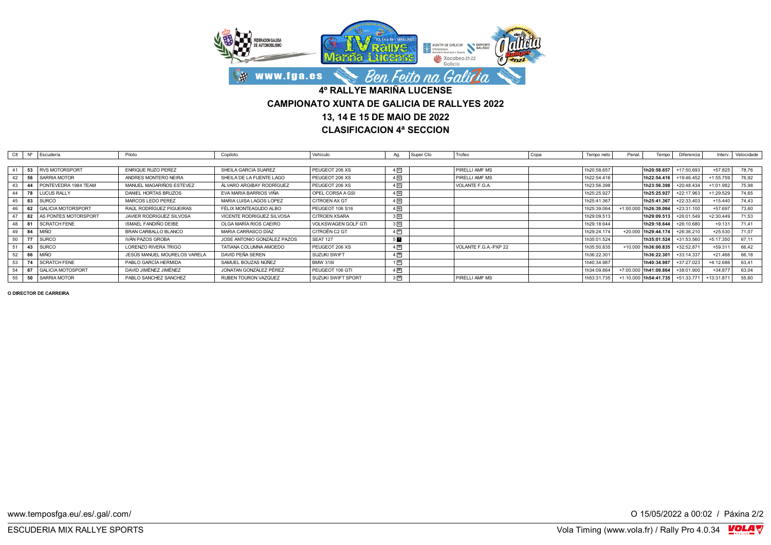## 4º RALLYE MARIÑA LUCENSE

## CAMPIONATO XUNTA DE GALICIA DE RALLYES 2022

## 13, 14 E 15 DE MAIO DE 2022

## CLASIFICACION 4ª SECCION

| Clt | Nº | Escudería | Piloto | Copiloto | Vehículo | Ag. | Super Cto | Trofeo | Copa | Tempo neto | Penal. | Tempo | Diferencia | Interv. | Velocidade |
|---|---|---|---|---|---|---|---|---|---|---|---|---|---|---|---|
| 41 | 53 | RVS MOTORSPORT | ENRIQUE RUZO PEREZ | SHEILA GARCIA SUAREZ | PEUGEOT 206 XS | 4 11 | | PIRELLI AMF MS | | 1h20:58.657 | | 1h20:58.657 | +17:50.693 | +57.825 | 78,76 |
| 42 | 56 | SARRIA MOTOR | ANDRES MONTERO NEIRA | SHEILA DE LA FUENTE LAGO | PEUGEOT 206 XS | 4 12 | | PIRELLI AMF MS | | 1h22:54.416 | | 1h22:54.416 | +19:46.452 | +1:55.759 | 76,92 |
| 43 | 44 | PONTEVEDRA 1984 TEAM | MANUEL MAGARIÑOS ESTEVEZ | ÁLVARO ARGIBAY RODRÍGUEZ | PEUGEOT 206 XS | 4 13 | | VOLANTE F.G.A. | | 1h23:56.398 | | 1h23:56.398 | +20:48.434 | +1:01.982 | 75,98 |
| 44 | 78 | LUCUS RALLY | DANIEL HORTAS BRUZOS | EVA MARIA BARRIOS VIÑA | OPEL CORSA A GSI | 4 14 | | | | 1h25:25.927 | | 1h25:25.927 | +22:17.963 | +1:29.529 | 74,65 |
| 45 | 83 | SURCO | MARCOS LEDO PEREZ | MARIA LUISA LAGOS LOPEZ | CITROEN AX GT | 4 15 | | | | 1h25:41.367 | | 1h25:41.367 | +22:33.403 | +15.440 | 74,43 |
| 46 | 62 | GALICIA MOTORSPORT | RAÚL RODRÍGUEZ PIGUEIRAS | FÉLIX MONTEAGUDO ALBO | PEUGEOT 106 S16 | 4 16 | | | | 1h25:39.064 | +1:00.000 | 1h26:39.064 | +23:31.100 | +57.697 | 73,60 |
| 47 | 82 | AS PONTES MOTORSPORT | JAVIER RODRIGUEZ SILVOSA | VICENTE RODRIGUEZ SILVOSA | CITROEN XSARA | 3 12 | | | | 1h29:09.513 | | 1h29:09.513 | +26:01.549 | +2:30.449 | 71,53 |
| 48 | 81 | SCRATCH FENE | ISMAEL FANDIÑO DEIBE | OLGA MARÍA RIOS CAEIRO | VOLKSWAGEN GOLF GTI | 3 13 | | | | 1h29:18.644 | | 1h29:18.644 | +26:10.680 | +9.131 | 71,41 |
| 49 | 84 | MIÑO | BRAN CARBALLO BLANCO | MARIA CARRASCO DÍAZ | CITROËN C2 GT | 4 17 | | | | 1h29:24.174 | +20.000 | 1h29:44.174 | +26:36.210 | +25.530 | 71,07 |
| 50 | 77 | SURCO | IVÁN PAZOS GROBA | JOSE ANTONIO GONZÁLEZ PAZOS | SEAT 127 | 5 1 | | | | 1h35:01.524 | | 1h35:01.524 | +31:53.560 | +5:17.350 | 67,11 |
| 51 | 43 | SURCO | LORENZO RIVERA TRIGO | TATIANA COLUMNA AMOEDO | PEUGEOT 206 XS | 4 18 | | VOLANTE F.G.A.-PXP 22 | | 1h35:50.835 | +10.000 | 1h36:00.835 | +32:52.871 | +59.311 | 66,42 |
| 52 | 66 | MIÑO | JESÚS MANUEL MOURELOS VARELA | DAVID PEÑA SEREN | SUZUKI SWIFT | 4 19 | | | | 1h36:22.301 | | 1h36:22.301 | +33:14.337 | +21.466 | 66,18 |
| 53 | 74 | SCRATCH FENE | PABLO GARCÍA HERMIDA | SAMUEL BOUZAS NÚÑEZ | BMW 316I | 1 13 | | | | 1h40:34.987 | | 1h40:34.987 | +37:27.023 | +4:12.686 | 63,41 |
| 54 | 87 | GALICIA MOTOSPORT | DAVID JIMÉNEZ JIMÉNEZ | JONATAN GONZÁLEZ PÉREZ | PEUGEOT 106 GTI | 4 20 | | | | 1h34:09.864 | +7:00.000 | 1h41:09.864 | +38:01.900 | +34.877 | 63,04 |
| 55 | 50 | SARRIA MOTOR | PABLO SANCHEZ SANCHEZ | RUBEN TOURON VAZQUEZ | SUZUKI SWIFT SPORT | 3 14 | | PIRELLI AMF MS | | 1h53:31.735 | +1:10.000 | 1h54:41.735 | +51:33.771 | +13:31.871 | 55,60 |

**O DIRECTOR DE CARREIRA**

www.temposfga.eu/.es/.gal/.com/

O 15/05/2022 a 00:02

ESCUDERIA MIX RALLYE SPORTS

Vola Timing (www.vola.fr) / Rally Pro 4.0.34